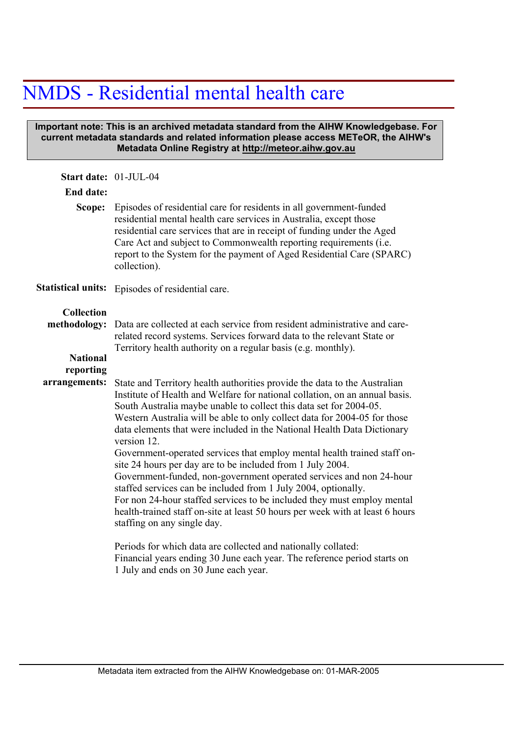# NMDS - Residential mental health care

**Important note: This is an archived metadata standard from the AIHW Knowledgebase. For current metadata standards and related information please access METeOR, the AIHW's Metadata Online Registry at http://meteor.aihw.gov.au**

**Start date:** 01-JUL-04

**End date:**

**Scope:** Episodes of residential care for residents in all government-funded residential mental health care services in Australia, except those residential care services that are in receipt of funding under the Aged Care Act and subject to Commonwealth reporting requirements (i.e. report to the System for the payment of Aged Residential Care (SPARC) collection).

**Statistical units:** Episodes of residential care.

**Collection methodology:** Data are collected at each service from resident administrative and care-related record systems. Services forward data to the relevant State or Territory health authority on a regular basis (e.g. monthly).

**National reporting arrangements:** State and Territory health authorities provide the data to the Australian Institute of Health and Welfare for national collation, on an annual basis. South Australia maybe unable to collect this data set for 2004-05. Western Australia will be able to only collect data for 2004-05 for those data elements that were included in the National Health Data Dictionary version 12.
Government-operated services that employ mental health trained staff on-site 24 hours per day are to be included from 1 July 2004.
Government-funded, non-government operated services and non 24-hour staffed services can be included from 1 July 2004, optionally.
For non 24-hour staffed services to be included they must employ mental health-trained staff on-site at least 50 hours per week with at least 6 hours staffing on any single day.

Periods for which data are collected and nationally collated:
Financial years ending 30 June each year. The reference period starts on 1 July and ends on 30 June each year.

Metadata item extracted from the AIHW Knowledgebase on: 01-MAR-2005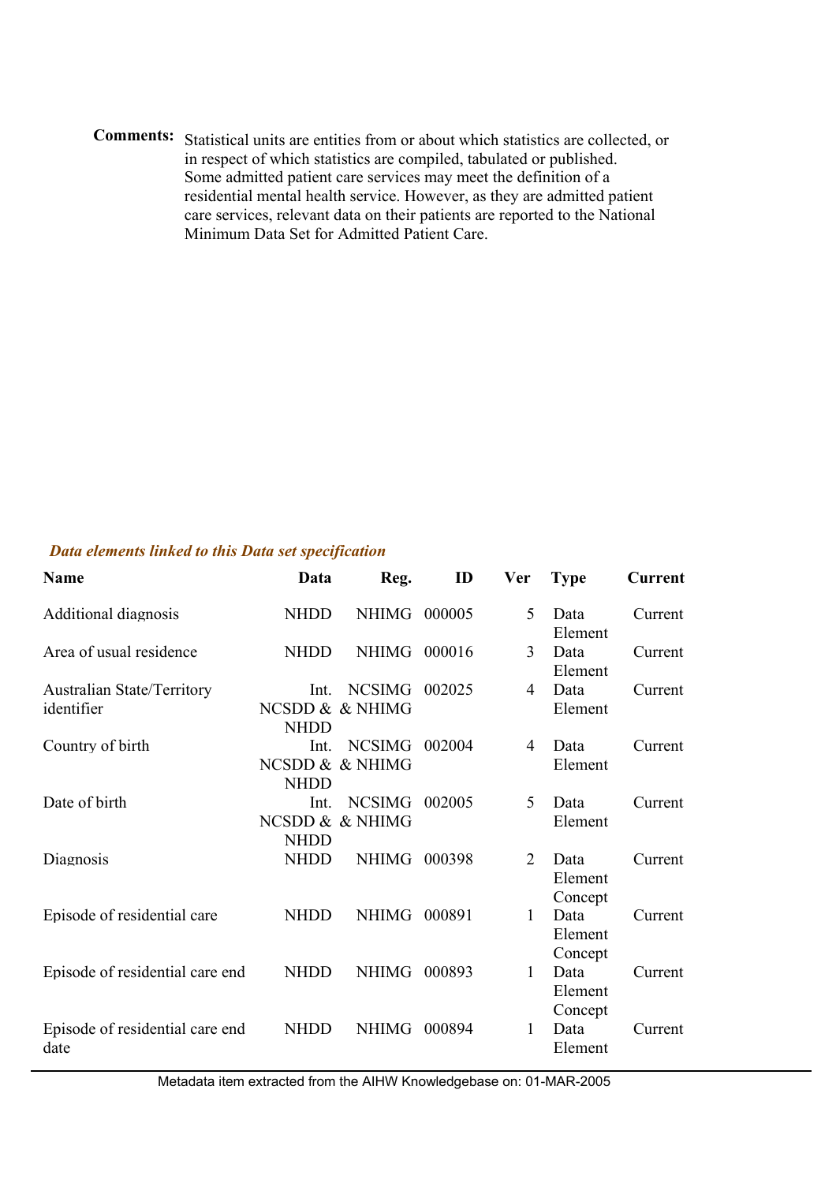**Comments:** Statistical units are entities from or about which statistics are collected, or in respect of which statistics are compiled, tabulated or published. Some admitted patient care services may meet the definition of a residential mental health service. However, as they are admitted patient care services, relevant data on their patients are reported to the National Minimum Data Set for Admitted Patient Care.

***Data elements linked to this Data set specification***

| Name | Data | Reg. | ID | Ver | Type | Current |
|---|---|---|---|---|---|---|
| Additional diagnosis | NHDD | NHIMG | 000005 | 5 | Data Element | Current |
| Area of usual residence | NHDD | NHIMG | 000016 | 3 | Data Element | Current |
| Australian State/Territory identifier | Int. NCSDD & NHDD | NCSIMG & NHIMG | 002025 | 4 | Data Element | Current |
| Country of birth | Int. NCSDD & NHDD | NCSIMG & NHIMG | 002004 | 4 | Data Element | Current |
| Date of birth | Int. NCSDD & NHDD | NCSIMG & NHIMG | 002005 | 5 | Data Element | Current |
| Diagnosis | NHDD | NHIMG | 000398 | 2 | Data Element Concept | Current |
| Episode of residential care | NHDD | NHIMG | 000891 | 1 | Data Element Concept | Current |
| Episode of residential care end | NHDD | NHIMG | 000893 | 1 | Data Element Concept | Current |
| Episode of residential care end date | NHDD | NHIMG | 000894 | 1 | Data Element | Current |

Metadata item extracted from the AIHW Knowledgebase on: 01-MAR-2005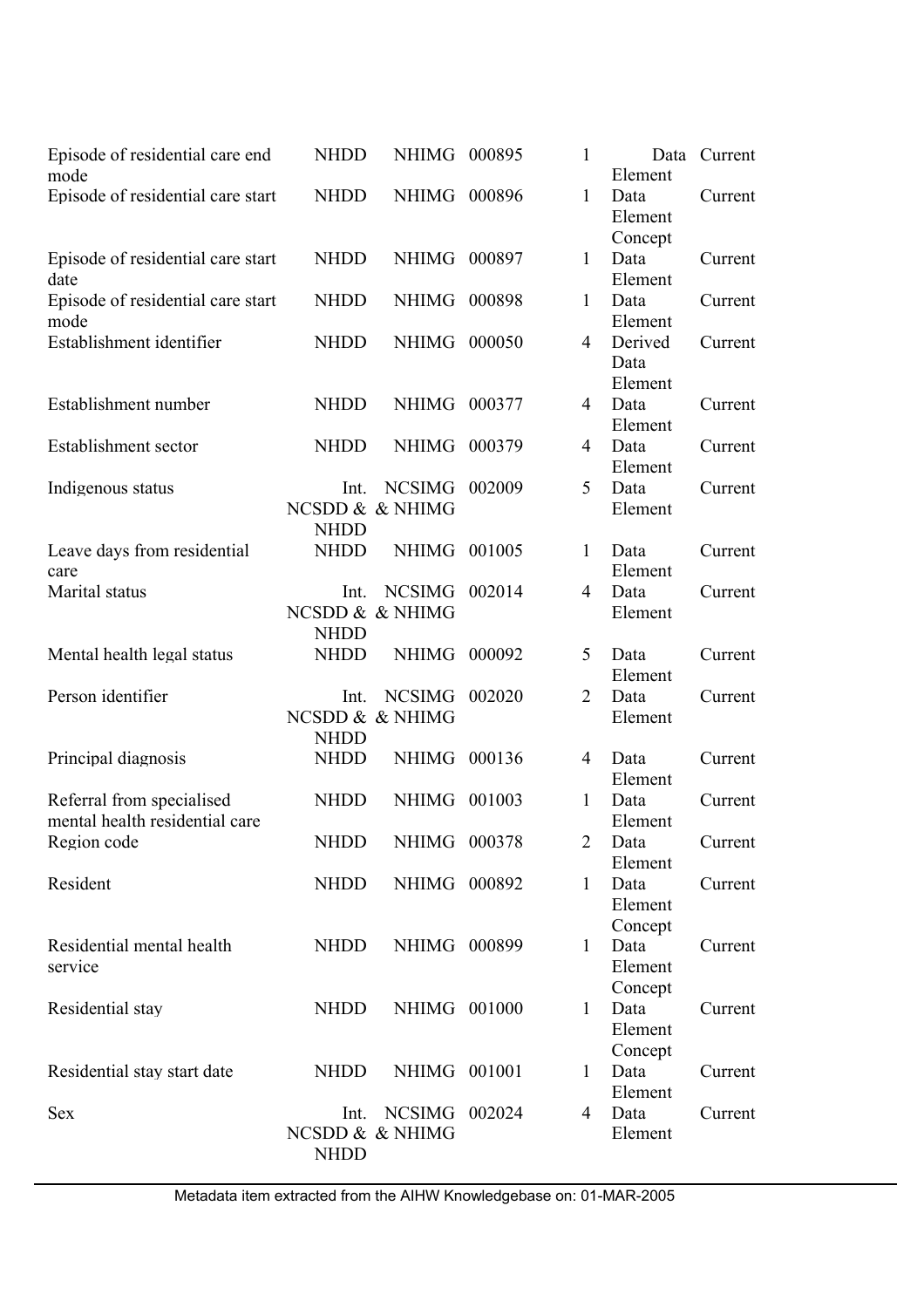| | | | | | | |
|---|---|---|---|---|---|---|
| Episode of residential care end mode | NHDD | NHIMG | 000895 | 1 | Data Element | Current |
| Episode of residential care start | NHDD | NHIMG | 000896 | 1 | Data Element Concept | Current |
| Episode of residential care start date | NHDD | NHIMG | 000897 | 1 | Data Element | Current |
| Episode of residential care start mode | NHDD | NHIMG | 000898 | 1 | Data Element | Current |
| Establishment identifier | NHDD | NHIMG | 000050 | 4 | Derived Data Element | Current |
| Establishment number | NHDD | NHIMG | 000377 | 4 | Data Element | Current |
| Establishment sector | NHDD | NHIMG | 000379 | 4 | Data Element | Current |
| Indigenous status | Int. NCSDD & NHDD | NCSIMG & NHIMG | 002009 | 5 | Data Element | Current |
| Leave days from residential care | NHDD | NHIMG | 001005 | 1 | Data Element | Current |
| Marital status | Int. NCSDD & NHDD | NCSIMG & NHIMG | 002014 | 4 | Data Element | Current |
| Mental health legal status | NHDD | NHIMG | 000092 | 5 | Data Element | Current |
| Person identifier | Int. NCSDD & NHDD | NCSIMG & NHIMG | 002020 | 2 | Data Element | Current |
| Principal diagnosis | NHDD | NHIMG | 000136 | 4 | Data Element | Current |
| Referral from specialised mental health residential care | NHDD | NHIMG | 001003 | 1 | Data Element | Current |
| Region code | NHDD | NHIMG | 000378 | 2 | Data Element | Current |
| Resident | NHDD | NHIMG | 000892 | 1 | Data Element Concept | Current |
| Residential mental health service | NHDD | NHIMG | 000899 | 1 | Data Element Concept | Current |
| Residential stay | NHDD | NHIMG | 001000 | 1 | Data Element Concept | Current |
| Residential stay start date | NHDD | NHIMG | 001001 | 1 | Data Element | Current |
| Sex | Int. NCSDD & NHDD | NCSIMG & NHIMG | 002024 | 4 | Data Element | Current |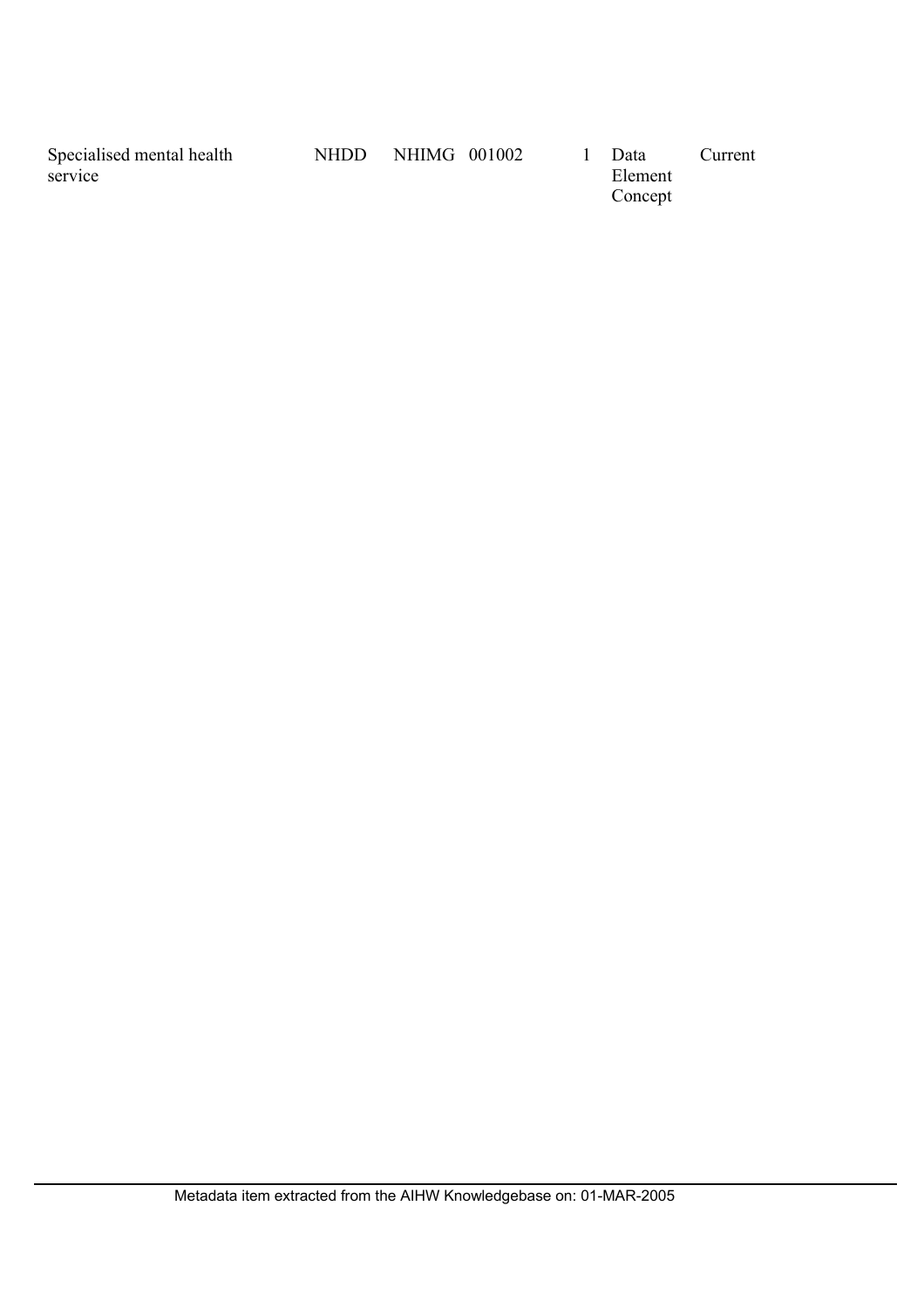| | | | | | | |
|---|---|---|---|---|---|---|
| Specialised mental health service | NHDD | NHIMG | 001002 | 1 | Data Element Concept | Current |